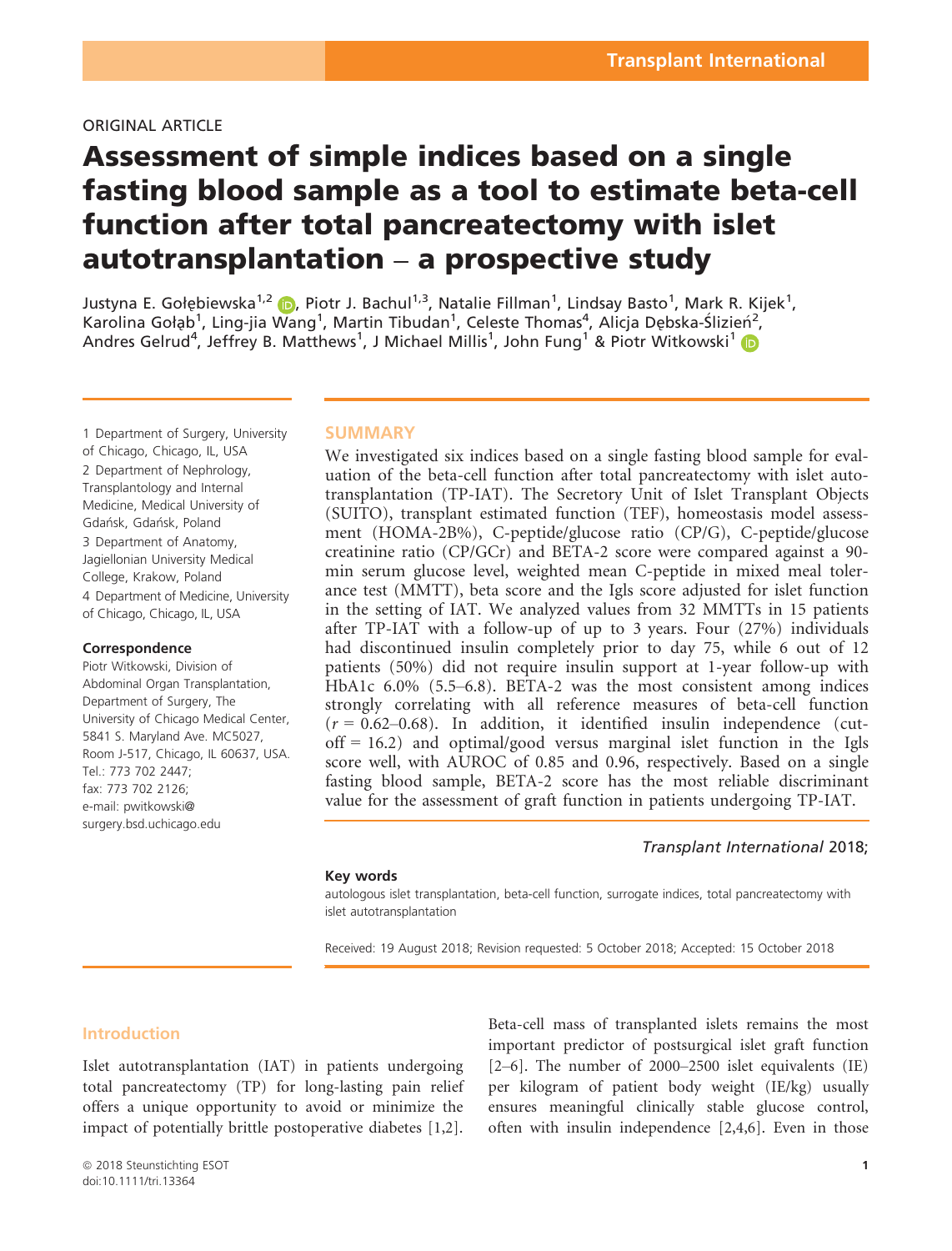ORIGINAL ARTICLE

# Assessment of simple indices based on a single fasting blood sample as a tool to estimate beta-cell function after total pancreatectomy with islet autotransplantation – a prospective study

Justyna E. Gołębiewska[1,2], Piotr J. Bachul[1,3], Natalie Fillman[1], Lindsay Basto[1], Mark R. Kijek[1], Karolina Gołąb[1], Ling-jia Wang[1], Martin Tibudan[1], Celeste Thomas[4], Alicja Dębska-Ślizień[2], Andres Gelrud[4], Jeffrey B. Matthews[1], J Michael Millis[1], John Fung[1] & Piotr Witkowski[1]

1 Department of Surgery, University of Chicago, Chicago, IL, USA
2 Department of Nephrology, Transplantology and Internal Medicine, Medical University of Gdańsk, Gdańsk, Poland
3 Department of Anatomy, Jagiellonian University Medical College, Krakow, Poland
4 Department of Medicine, University of Chicago, Chicago, IL, USA

**Correspondence**
Piotr Witkowski, Division of Abdominal Organ Transplantation, Department of Surgery, The University of Chicago Medical Center, 5841 S. Maryland Ave. MC5027, Room J-517, Chicago, IL 60637, USA.
Tel.: 773 702 2447;
fax: 773 702 2126;
e-mail: pwitkowski@surgery.bsd.uchicago.edu

## SUMMARY

We investigated six indices based on a single fasting blood sample for evaluation of the beta-cell function after total pancreatectomy with islet autotransplantation (TP-IAT). The Secretory Unit of Islet Transplant Objects (SUITO), transplant estimated function (TEF), homeostasis model assessment (HOMA-2B%), C-peptide/glucose ratio (CP/G), C-peptide/glucose creatinine ratio (CP/GCr) and BETA-2 score were compared against a 90-min serum glucose level, weighted mean C-peptide in mixed meal tolerance test (MMTT), beta score and the Igls score adjusted for islet function in the setting of IAT. We analyzed values from 32 MMTTs in 15 patients after TP-IAT with a follow-up of up to 3 years. Four (27%) individuals had discontinued insulin completely prior to day 75, while 6 out of 12 patients (50%) did not require insulin support at 1-year follow-up with HbA1c 6.0% (5.5–6.8). BETA-2 was the most consistent among indices strongly correlating with all reference measures of beta-cell function ($r = 0.62$–$0.68$). In addition, it identified insulin independence (cut-off = 16.2) and optimal/good versus marginal islet function in the Igls score well, with AUROC of 0.85 and 0.96, respectively. Based on a single fasting blood sample, BETA-2 score has the most reliable discriminant value for the assessment of graft function in patients undergoing TP-IAT.

*Transplant International* 2018;

**Key words**
autologous islet transplantation, beta-cell function, surrogate indices, total pancreatectomy with islet autotransplantation

Received: 19 August 2018; Revision requested: 5 October 2018; Accepted: 15 October 2018

## Introduction

Islet autotransplantation (IAT) in patients undergoing total pancreatectomy (TP) for long-lasting pain relief offers a unique opportunity to avoid or minimize the impact of potentially brittle postoperative diabetes [1,2]. Beta-cell mass of transplanted islets remains the most important predictor of postsurgical islet graft function [2–6]. The number of 2000–2500 islet equivalents (IE) per kilogram of patient body weight (IE/kg) usually ensures meaningful clinically stable glucose control, often with insulin independence [2,4,6]. Even in those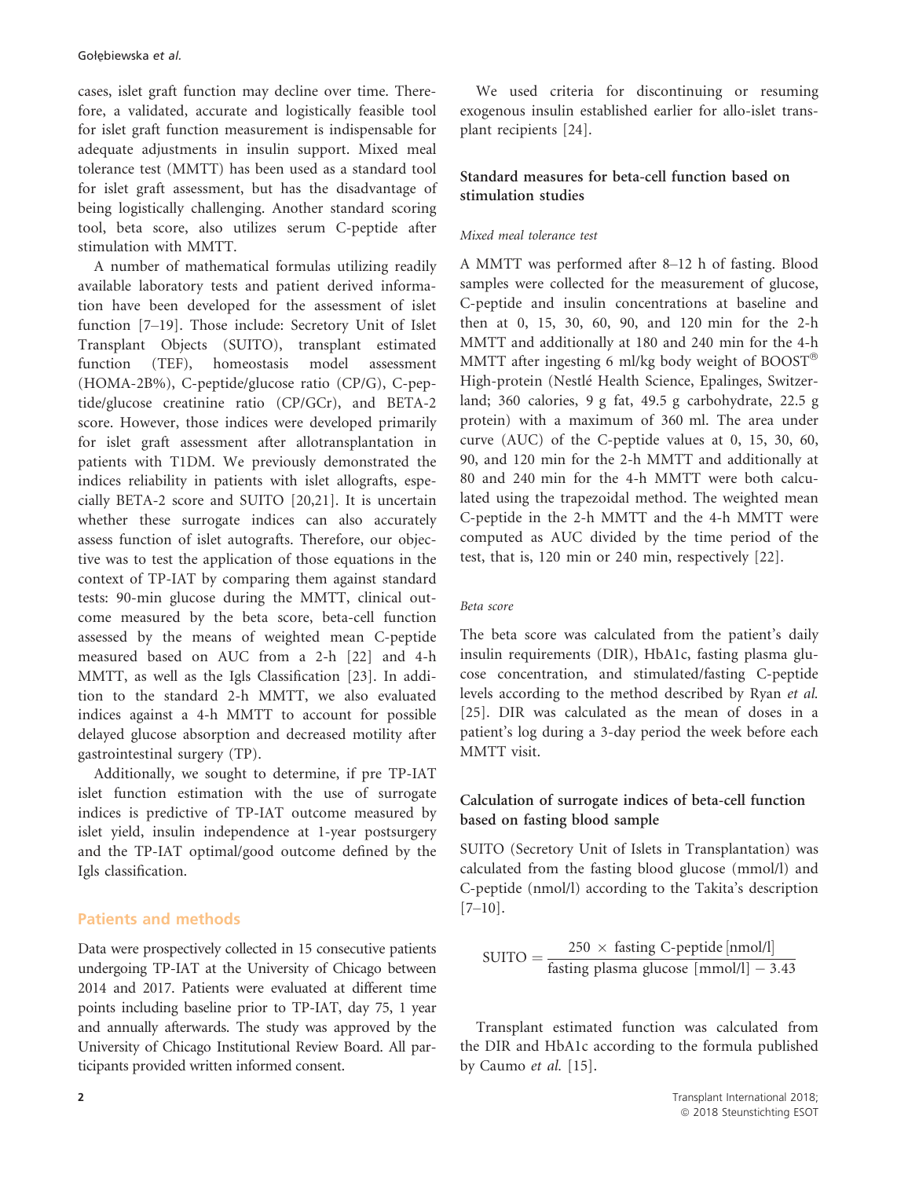cases, islet graft function may decline over time. Therefore, a validated, accurate and logistically feasible tool for islet graft function measurement is indispensable for adequate adjustments in insulin support. Mixed meal tolerance test (MMTT) has been used as a standard tool for islet graft assessment, but has the disadvantage of being logistically challenging. Another standard scoring tool, beta score, also utilizes serum C-peptide after stimulation with MMTT.

A number of mathematical formulas utilizing readily available laboratory tests and patient derived information have been developed for the assessment of islet function [7–19]. Those include: Secretory Unit of Islet Transplant Objects (SUITO), transplant estimated function (TEF), homeostasis model assessment (HOMA-2B%), C-peptide/glucose ratio (CP/G), C-peptide/glucose creatinine ratio (CP/GCr), and BETA-2 score. However, those indices were developed primarily for islet graft assessment after allotransplantation in patients with T1DM. We previously demonstrated the indices reliability in patients with islet allografts, especially BETA-2 score and SUITO [20,21]. It is uncertain whether these surrogate indices can also accurately assess function of islet autografts. Therefore, our objective was to test the application of those equations in the context of TP-IAT by comparing them against standard tests: 90-min glucose during the MMTT, clinical outcome measured by the beta score, beta-cell function assessed by the means of weighted mean C-peptide measured based on AUC from a 2-h [22] and 4-h MMTT, as well as the Igls Classification [23]. In addition to the standard 2-h MMTT, we also evaluated indices against a 4-h MMTT to account for possible delayed glucose absorption and decreased motility after gastrointestinal surgery (TP).

Additionally, we sought to determine, if pre TP-IAT islet function estimation with the use of surrogate indices is predictive of TP-IAT outcome measured by islet yield, insulin independence at 1-year postsurgery and the TP-IAT optimal/good outcome defined by the Igls classification.

## Patients and methods

Data were prospectively collected in 15 consecutive patients undergoing TP-IAT at the University of Chicago between 2014 and 2017. Patients were evaluated at different time points including baseline prior to TP-IAT, day 75, 1 year and annually afterwards. The study was approved by the University of Chicago Institutional Review Board. All participants provided written informed consent.

We used criteria for discontinuing or resuming exogenous insulin established earlier for allo-islet transplant recipients [24].

### Standard measures for beta-cell function based on stimulation studies

#### *Mixed meal tolerance test*

A MMTT was performed after 8–12 h of fasting. Blood samples were collected for the measurement of glucose, C-peptide and insulin concentrations at baseline and then at 0, 15, 30, 60, 90, and 120 min for the 2-h MMTT and additionally at 180 and 240 min for the 4-h MMTT after ingesting 6 ml/kg body weight of BOOST® High-protein (Nestlé Health Science, Epalinges, Switzerland; 360 calories, 9 g fat, 49.5 g carbohydrate, 22.5 g protein) with a maximum of 360 ml. The area under curve (AUC) of the C-peptide values at 0, 15, 30, 60, 90, and 120 min for the 2-h MMTT and additionally at 80 and 240 min for the 4-h MMTT were both calculated using the trapezoidal method. The weighted mean C-peptide in the 2-h MMTT and the 4-h MMTT were computed as AUC divided by the time period of the test, that is, 120 min or 240 min, respectively [22].

#### *Beta score*

The beta score was calculated from the patient's daily insulin requirements (DIR), HbA1c, fasting plasma glucose concentration, and stimulated/fasting C-peptide levels according to the method described by Ryan *et al.* [25]. DIR was calculated as the mean of doses in a patient's log during a 3-day period the week before each MMTT visit.

### Calculation of surrogate indices of beta-cell function based on fasting blood sample

SUITO (Secretory Unit of Islets in Transplantation) was calculated from the fasting blood glucose (mmol/l) and C-peptide (nmol/l) according to the Takita's description [7–10].

$$\text{SUITO} = \frac{250 \times \text{fasting C-peptide [nmol/l]}}{\text{fasting plasma glucose [mmol/l]} - 3.43}$$

Transplant estimated function was calculated from the DIR and HbA1c according to the formula published by Caumo *et al.* [15].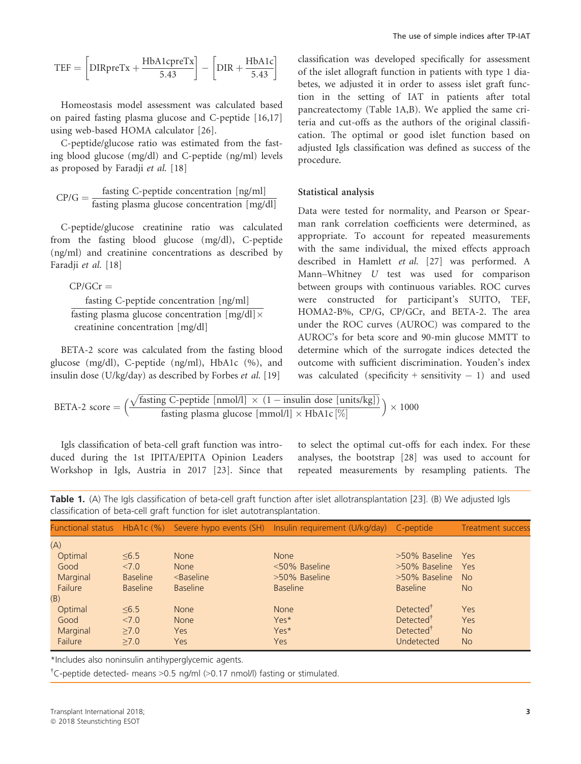$$\text{TEF} = \left[\text{DIRpreTx} + \frac{\text{HbA1cpreTx}}{5.43}\right] - \left[\text{DIR} + \frac{\text{HbA1c}}{5.43}\right]$$

Homeostasis model assessment was calculated based on paired fasting plasma glucose and C-peptide [16,17] using web-based HOMA calculator [26].

C-peptide/glucose ratio was estimated from the fasting blood glucose (mg/dl) and C-peptide (ng/ml) levels as proposed by Faradji *et al.* [18]

$$\text{CP/G} = \frac{\text{fasting C-peptide concentration [ng/ml]}}{\text{fasting plasma glucose concentration [mg/dl]}}$$

C-peptide/glucose creatinine ratio was calculated from the fasting blood glucose (mg/dl), C-peptide (ng/ml) and creatinine concentrations as described by Faradji *et al.* [18]

$$\text{CP/GCr} = \frac{\text{fasting C-peptide concentration [ng/ml]}}{\text{fasting plasma glucose concentration [mg/dl]} \times \text{creatinine concentration [mg/dl]}}$$

BETA-2 score was calculated from the fasting blood glucose (mg/dl), C-peptide (ng/ml), HbA1c (%), and insulin dose (U/kg/day) as described by Forbes *et al.* [19]

$$\text{BETA-2 score} = \left(\frac{\sqrt{\text{fasting C-peptide [nmol/l]} \times (1 - \text{insulin dose [units/kg]})}}{\text{fasting plasma glucose [mmol/l]} \times \text{HbA1c [\%]}}\right) \times 1000$$

Igls classification of beta-cell graft function was introduced during the 1st IPITA/EPITA Opinion Leaders Workshop in Igls, Austria in 2017 [23]. Since that classification was developed specifically for assessment of the islet allograft function in patients with type 1 diabetes, we adjusted it in order to assess islet graft function in the setting of IAT in patients after total pancreatectomy (Table 1A,B). We applied the same criteria and cut-offs as the authors of the original classification. The optimal or good islet function based on adjusted Igls classification was defined as success of the procedure.

## Statistical analysis

Data were tested for normality, and Pearson or Spearman rank correlation coefficients were determined, as appropriate. To account for repeated measurements with the same individual, the mixed effects approach described in Hamlett *et al.* [27] was performed. A Mann–Whitney *U* test was used for comparison between groups with continuous variables. ROC curves were constructed for participant's SUITO, TEF, HOMA2-B%, CP/G, CP/GCr, and BETA-2. The area under the ROC curves (AUROC) was compared to the AUROC's for beta score and 90-min glucose MMTT to determine which of the surrogate indices detected the outcome with sufficient discrimination. Youden's index was calculated (specificity + sensitivity − 1) and used to select the optimal cut-offs for each index. For these analyses, the bootstrap [28] was used to account for repeated measurements by resampling patients. The

**Table 1.** (A) The Igls classification of beta-cell graft function after islet allotransplantation [23]. (B) We adjusted Igls classification of beta-cell graft function for islet autotransplantation.

| Functional status | HbA1c (%) | Severe hypo events (SH) | Insulin requirement (U/kg/day) | C-peptide | Treatment success |
|---|---|---|---|---|---|
| (A) | | | | | |
| Optimal | ≤6.5 | None | None | >50% Baseline | Yes |
| Good | <7.0 | None | <50% Baseline | >50% Baseline | Yes |
| Marginal | Baseline | <Baseline | >50% Baseline | >50% Baseline | No |
| Failure | Baseline | Baseline | Baseline | Baseline | No |
| (B) | | | | | |
| Optimal | ≤6.5 | None | None | Detected† | Yes |
| Good | <7.0 | None | Yes* | Detected† | Yes |
| Marginal | ≥7.0 | Yes | Yes* | Detected† | No |
| Failure | ≥7.0 | Yes | Yes | Undetected | No |

*Includes also noninsulin antihyperglycemic agents.

†C-peptide detected- means >0.5 ng/ml (>0.17 nmol/l) fasting or stimulated.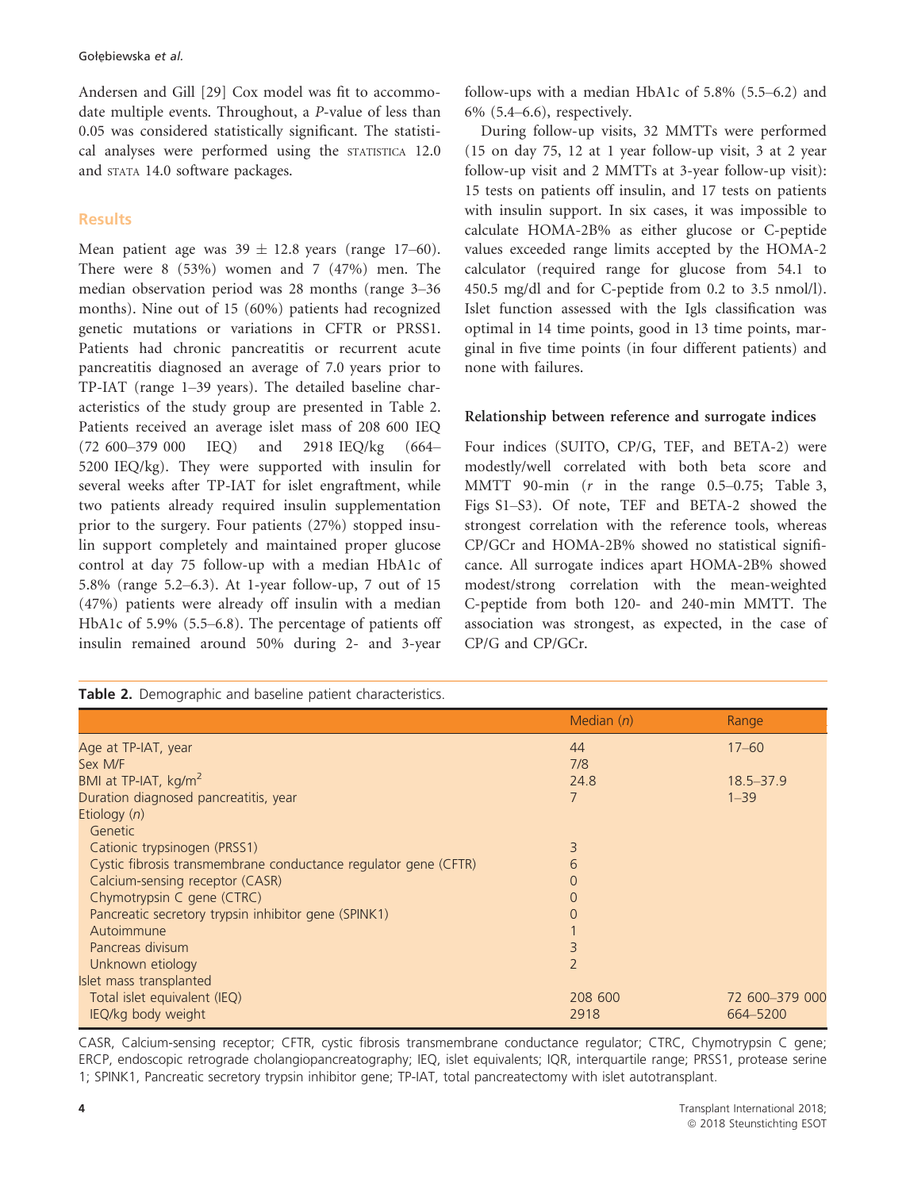Andersen and Gill [29] Cox model was fit to accommodate multiple events. Throughout, a P-value of less than 0.05 was considered statistically significant. The statistical analyses were performed using the STATISTICA 12.0 and STATA 14.0 software packages.

## Results

Mean patient age was 39 ± 12.8 years (range 17–60). There were 8 (53%) women and 7 (47%) men. The median observation period was 28 months (range 3–36 months). Nine out of 15 (60%) patients had recognized genetic mutations or variations in CFTR or PRSS1. Patients had chronic pancreatitis or recurrent acute pancreatitis diagnosed an average of 7.0 years prior to TP-IAT (range 1–39 years). The detailed baseline characteristics of the study group are presented in Table 2. Patients received an average islet mass of 208 600 IEQ (72 600–379 000 IEQ) and 2918 IEQ/kg (664–5200 IEQ/kg). They were supported with insulin for several weeks after TP-IAT for islet engraftment, while two patients already required insulin supplementation prior to the surgery. Four patients (27%) stopped insulin support completely and maintained proper glucose control at day 75 follow-up with a median HbA1c of 5.8% (range 5.2–6.3). At 1-year follow-up, 7 out of 15 (47%) patients were already off insulin with a median HbA1c of 5.9% (5.5–6.8). The percentage of patients off insulin remained around 50% during 2- and 3-year follow-ups with a median HbA1c of 5.8% (5.5–6.2) and 6% (5.4–6.6), respectively.

During follow-up visits, 32 MMTTs were performed (15 on day 75, 12 at 1 year follow-up visit, 3 at 2 year follow-up visit and 2 MMTTs at 3-year follow-up visit): 15 tests on patients off insulin, and 17 tests on patients with insulin support. In six cases, it was impossible to calculate HOMA-2B% as either glucose or C-peptide values exceeded range limits accepted by the HOMA-2 calculator (required range for glucose from 54.1 to 450.5 mg/dl and for C-peptide from 0.2 to 3.5 nmol/l). Islet function assessed with the Igls classification was optimal in 14 time points, good in 13 time points, marginal in five time points (in four different patients) and none with failures.

### Relationship between reference and surrogate indices

Four indices (SUITO, CP/G, TEF, and BETA-2) were modestly/well correlated with both beta score and MMTT 90-min (r in the range 0.5–0.75; Table 3, Figs S1–S3). Of note, TEF and BETA-2 showed the strongest correlation with the reference tools, whereas CP/GCr and HOMA-2B% showed no statistical significance. All surrogate indices apart HOMA-2B% showed modest/strong correlation with the mean-weighted C-peptide from both 120- and 240-min MMTT. The association was strongest, as expected, in the case of CP/G and CP/GCr.

**Table 2.** Demographic and baseline patient characteristics.

| | Median (n) | Range |
|---|---|---|
| Age at TP-IAT, year | 44 | 17–60 |
| Sex M/F | 7/8 | |
| BMI at TP-IAT, kg/m$^2$ | 24.8 | 18.5–37.9 |
| Duration diagnosed pancreatitis, year | 7 | 1–39 |
| Etiology (n) | | |
| Genetic | | |
| Cationic trypsinogen (PRSS1) | 3 | |
| Cystic fibrosis transmembrane conductance regulator gene (CFTR) | 6 | |
| Calcium-sensing receptor (CASR) | 0 | |
| Chymotrypsin C gene (CTRC) | 0 | |
| Pancreatic secretory trypsin inhibitor gene (SPINK1) | 0 | |
| Autoimmune | 1 | |
| Pancreas divisum | 3 | |
| Unknown etiology | 2 | |
| Islet mass transplanted | | |
| Total islet equivalent (IEQ) | 208 600 | 72 600–379 000 |
| IEQ/kg body weight | 2918 | 664–5200 |

CASR, Calcium-sensing receptor; CFTR, cystic fibrosis transmembrane conductance regulator; CTRC, Chymotrypsin C gene; ERCP, endoscopic retrograde cholangiopancreatography; IEQ, islet equivalents; IQR, interquartile range; PRSS1, protease serine 1; SPINK1, Pancreatic secretory trypsin inhibitor gene; TP-IAT, total pancreatectomy with islet autotransplant.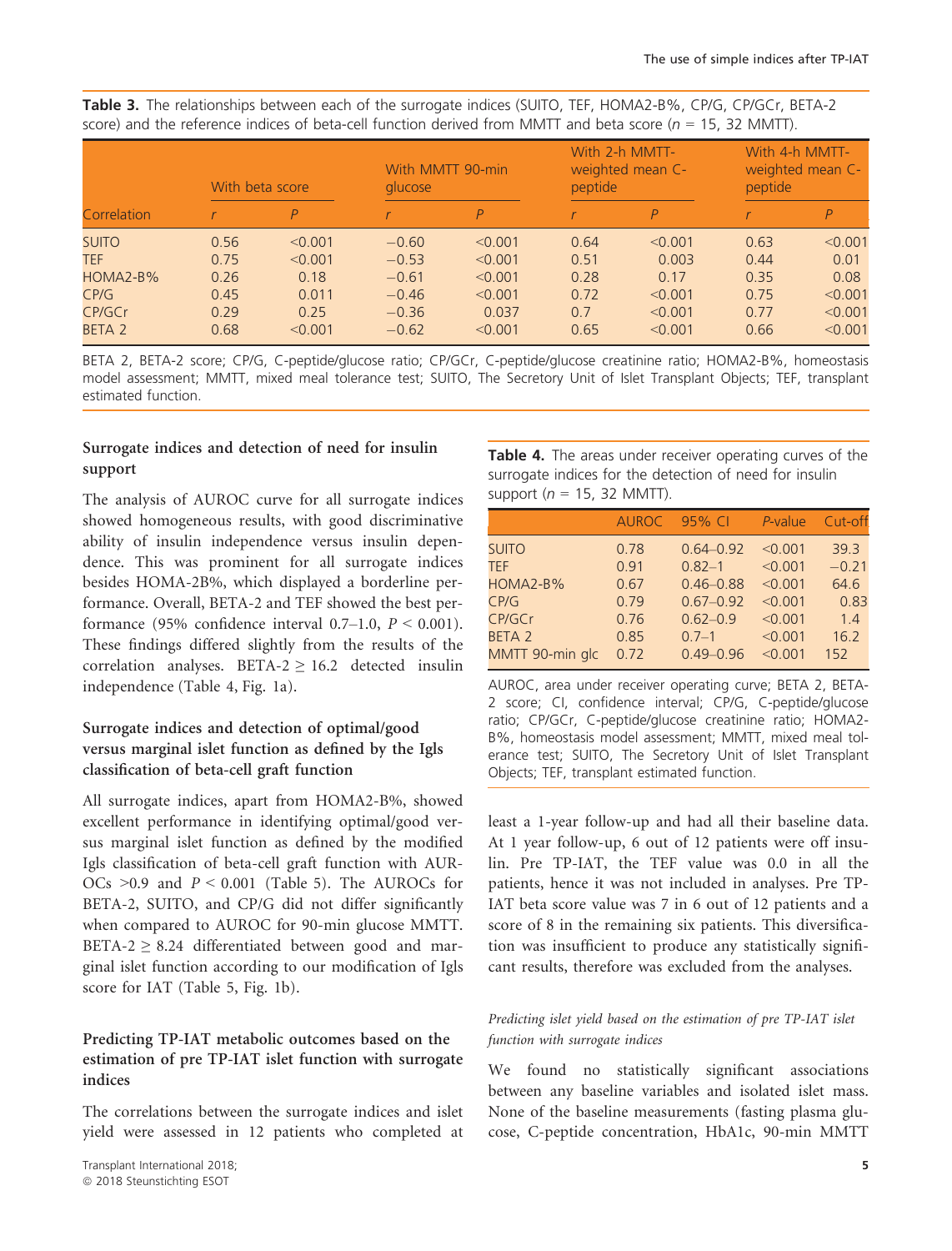**Table 3.** The relationships between each of the surrogate indices (SUITO, TEF, HOMA2-B%, CP/G, CP/GCr, BETA-2 score) and the reference indices of beta-cell function derived from MMTT and beta score ($n$ = 15, 32 MMTT).

| Correlation | With beta score | | With MMTT 90-min glucose | | With 2-h MMTT-weighted mean C-peptide | | With 4-h MMTT-weighted mean C-peptide | |
|---|---|---|---|---|---|---|---|---|
| | $r$ | $P$ | $r$ | $P$ | $r$ | $P$ | $r$ | $P$ |
| SUITO | 0.56 | <0.001 | −0.60 | <0.001 | 0.64 | <0.001 | 0.63 | <0.001 |
| TEF | 0.75 | <0.001 | −0.53 | <0.001 | 0.51 | 0.003 | 0.44 | 0.01 |
| HOMA2-B% | 0.26 | 0.18 | −0.61 | <0.001 | 0.28 | 0.17 | 0.35 | 0.08 |
| CP/G | 0.45 | 0.011 | −0.46 | <0.001 | 0.72 | <0.001 | 0.75 | <0.001 |
| CP/GCr | 0.29 | 0.25 | −0.36 | 0.037 | 0.7 | <0.001 | 0.77 | <0.001 |
| BETA 2 | 0.68 | <0.001 | −0.62 | <0.001 | 0.65 | <0.001 | 0.66 | <0.001 |

BETA 2, BETA-2 score; CP/G, C-peptide/glucose ratio; CP/GCr, C-peptide/glucose creatinine ratio; HOMA2-B%, homeostasis model assessment; MMTT, mixed meal tolerance test; SUITO, The Secretory Unit of Islet Transplant Objects; TEF, transplant estimated function.

### Surrogate indices and detection of need for insulin support

The analysis of AUROC curve for all surrogate indices showed homogeneous results, with good discriminative ability of insulin independence versus insulin dependence. This was prominent for all surrogate indices besides HOMA-2B%, which displayed a borderline performance. Overall, BETA-2 and TEF showed the best performance (95% confidence interval 0.7–1.0, $P < 0.001$). These findings differed slightly from the results of the correlation analyses. BETA-2 $\geq$ 16.2 detected insulin independence (Table 4, Fig. 1a).

### Surrogate indices and detection of optimal/good versus marginal islet function as defined by the Igls classification of beta-cell graft function

All surrogate indices, apart from HOMA2-B%, showed excellent performance in identifying optimal/good versus marginal islet function as defined by the modified Igls classification of beta-cell graft function with AUROCs >0.9 and $P < 0.001$ (Table 5). The AUROCs for BETA-2, SUITO, and CP/G did not differ significantly when compared to AUROC for 90-min glucose MMTT. BETA-2 $\geq$ 8.24 differentiated between good and marginal islet function according to our modification of Igls score for IAT (Table 5, Fig. 1b).

### Predicting TP-IAT metabolic outcomes based on the estimation of pre TP-IAT islet function with surrogate indices

The correlations between the surrogate indices and islet yield were assessed in 12 patients who completed at least a 1-year follow-up and had all their baseline data. At 1 year follow-up, 6 out of 12 patients were off insulin. Pre TP-IAT, the TEF value was 0.0 in all the patients, hence it was not included in analyses. Pre TP-IAT beta score value was 7 in 6 out of 12 patients and a score of 8 in the remaining six patients. This diversification was insufficient to produce any statistically significant results, therefore was excluded from the analyses.

**Table 4.** The areas under receiver operating curves of the surrogate indices for the detection of need for insulin support ($n$ = 15, 32 MMTT).

| | AUROC | 95% CI | P-value | Cut-off |
|---|---|---|---|---|
| SUITO | 0.78 | 0.64–0.92 | <0.001 | 39.3 |
| TEF | 0.91 | 0.82–1 | <0.001 | −0.21 |
| HOMA2-B% | 0.67 | 0.46–0.88 | <0.001 | 64.6 |
| CP/G | 0.79 | 0.67–0.92 | <0.001 | 0.83 |
| CP/GCr | 0.76 | 0.62–0.9 | <0.001 | 1.4 |
| BETA 2 | 0.85 | 0.7–1 | <0.001 | 16.2 |
| MMTT 90-min glc | 0.72 | 0.49–0.96 | <0.001 | 152 |

AUROC, area under receiver operating curve; BETA 2, BETA-2 score; CI, confidence interval; CP/G, C-peptide/glucose ratio; CP/GCr, C-peptide/glucose creatinine ratio; HOMA2-B%, homeostasis model assessment; MMTT, mixed meal tolerance test; SUITO, The Secretory Unit of Islet Transplant Objects; TEF, transplant estimated function.

#### *Predicting islet yield based on the estimation of pre TP-IAT islet function with surrogate indices*

We found no statistically significant associations between any baseline variables and isolated islet mass. None of the baseline measurements (fasting plasma glucose, C-peptide concentration, HbA1c, 90-min MMTT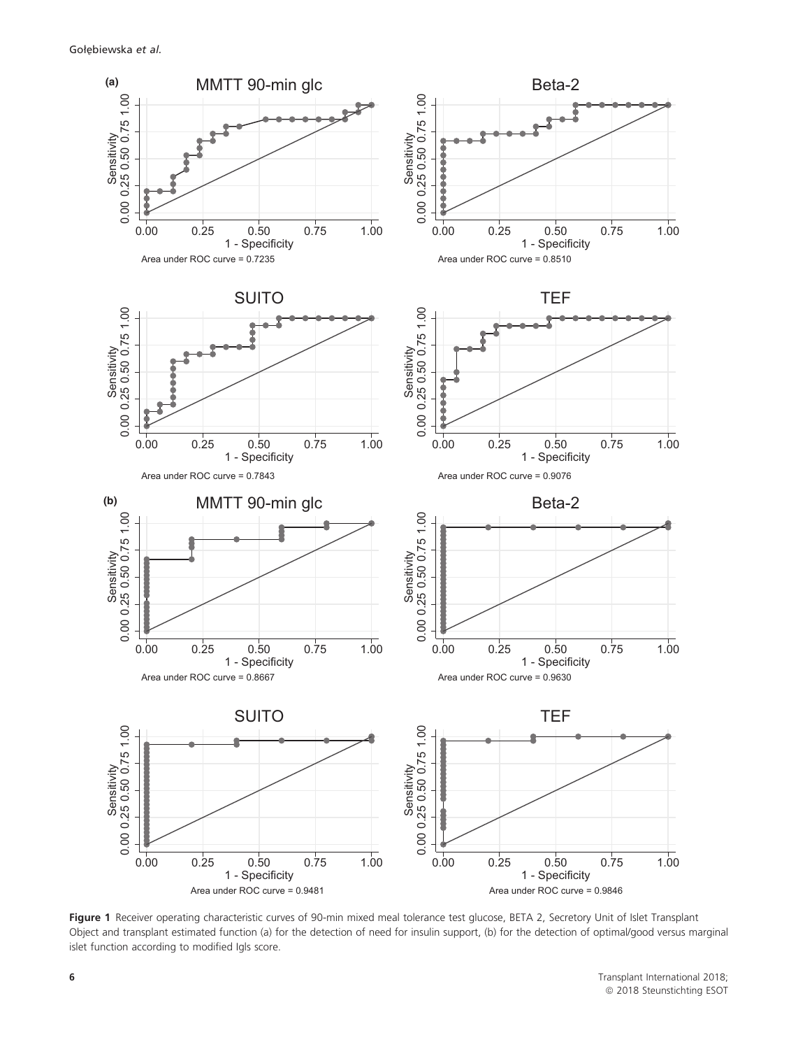(a)

MMTT 90-min glc

Sensitivity
0.00 0.25 0.50 0.75 1.00

0.00 0.25 0.50 0.75 1.00
1 - Specificity

Area under ROC curve = 0.7235

Beta-2

Sensitivity
0.00 0.25 0.50 0.75 1.00

0.00 0.25 0.50 0.75 1.00
1 - Specificity

Area under ROC curve = 0.8510

SUITO

Sensitivity
0.00 0.25 0.50 0.75 1.00

0.00 0.25 0.50 0.75 1.00
1 - Specificity

Area under ROC curve = 0.7843

TEF

Sensitivity
0.00 0.25 0.50 0.75 1.00

0.00 0.25 0.50 0.75 1.00
1 - Specificity

Area under ROC curve = 0.9076

(b)

MMTT 90-min glc

Sensitivity
0.00 0.25 0.50 0.75 1.00

0.00 0.25 0.50 0.75 1.00
1 - Specificity

Area under ROC curve = 0.8667

Beta-2

Sensitivity
0.00 0.25 0.50 0.75 1.00

0.00 0.25 0.50 0.75 1.00
1 - Specificity

Area under ROC curve = 0.9630

SUITO

Sensitivity
0.00 0.25 0.50 0.75 1.00

0.00 0.25 0.50 0.75 1.00
1 - Specificity

Area under ROC curve = 0.9481

TEF

Sensitivity
0.00 0.25 0.50 0.75 1.00

0.00 0.25 0.50 0.75 1.00
1 - Specificity

Area under ROC curve = 0.9846

**Figure 1** Receiver operating characteristic curves of 90-min mixed meal tolerance test glucose, BETA 2, Secretory Unit of Islet Transplant Object and transplant estimated function (a) for the detection of need for insulin support, (b) for the detection of optimal/good versus marginal islet function according to modified Igls score.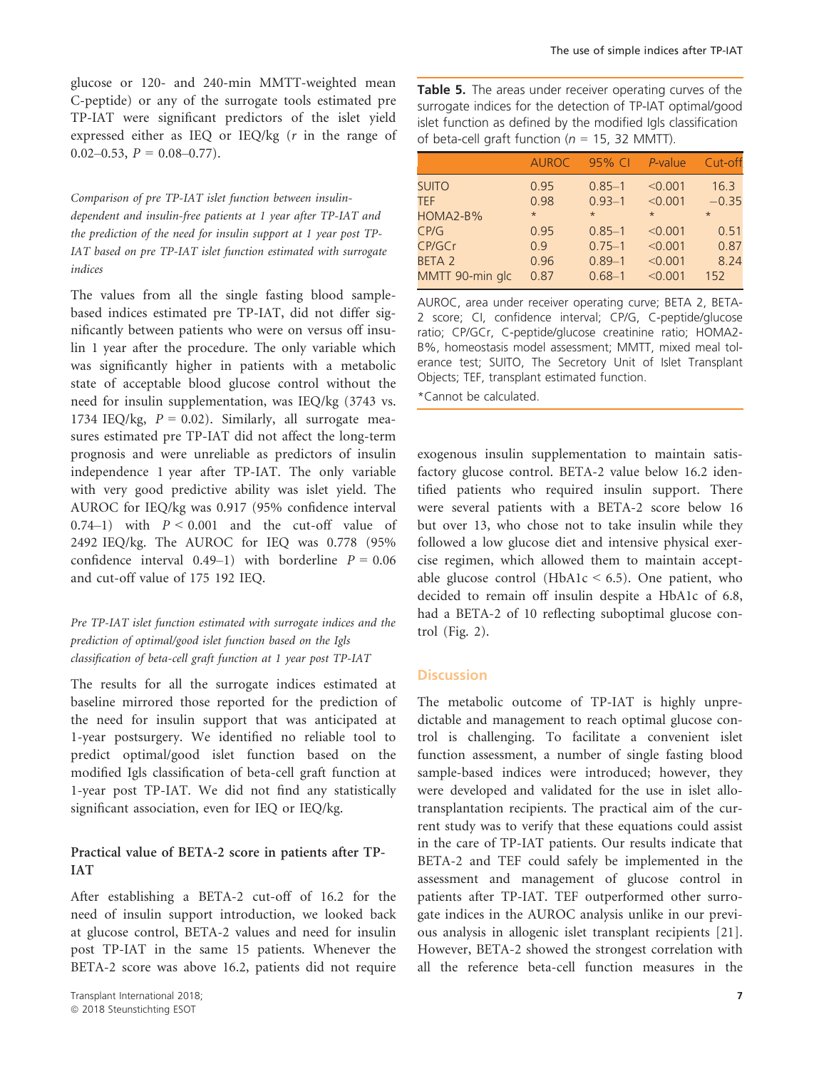glucose or 120- and 240-min MMTT-weighted mean C-peptide) or any of the surrogate tools estimated pre TP-IAT were significant predictors of the islet yield expressed either as IEQ or IEQ/kg ($r$ in the range of 0.02–0.53, $P$ = 0.08–0.77).

*Comparison of pre TP-IAT islet function between insulin-dependent and insulin-free patients at 1 year after TP-IAT and the prediction of the need for insulin support at 1 year post TP-IAT based on pre TP-IAT islet function estimated with surrogate indices*

The values from all the single fasting blood sample-based indices estimated pre TP-IAT, did not differ significantly between patients who were on versus off insulin 1 year after the procedure. The only variable which was significantly higher in patients with a metabolic state of acceptable blood glucose control without the need for insulin supplementation, was IEQ/kg (3743 vs. 1734 IEQ/kg, $P$ = 0.02). Similarly, all surrogate measures estimated pre TP-IAT did not affect the long-term prognosis and were unreliable as predictors of insulin independence 1 year after TP-IAT. The only variable with very good predictive ability was islet yield. The AUROC for IEQ/kg was 0.917 (95% confidence interval 0.74–1) with $P$ < 0.001 and the cut-off value of 2492 IEQ/kg. The AUROC for IEQ was 0.778 (95% confidence interval 0.49–1) with borderline $P$ = 0.06 and cut-off value of 175 192 IEQ.

*Pre TP-IAT islet function estimated with surrogate indices and the prediction of optimal/good islet function based on the Igls classification of beta-cell graft function at 1 year post TP-IAT*

The results for all the surrogate indices estimated at baseline mirrored those reported for the prediction of the need for insulin support that was anticipated at 1-year postsurgery. We identified no reliable tool to predict optimal/good islet function based on the modified Igls classification of beta-cell graft function at 1-year post TP-IAT. We did not find any statistically significant association, even for IEQ or IEQ/kg.

### Practical value of BETA-2 score in patients after TP-IAT

After establishing a BETA-2 cut-off of 16.2 for the need of insulin support introduction, we looked back at glucose control, BETA-2 values and need for insulin post TP-IAT in the same 15 patients. Whenever the BETA-2 score was above 16.2, patients did not require exogenous insulin supplementation to maintain satisfactory glucose control. BETA-2 value below 16.2 identified patients who required insulin support. There were several patients with a BETA-2 score below 16 but over 13, who chose not to take insulin while they followed a low glucose diet and intensive physical exercise regimen, which allowed them to maintain acceptable glucose control (HbA1c < 6.5). One patient, who decided to remain off insulin despite a HbA1c of 6.8, had a BETA-2 of 10 reflecting suboptimal glucose control (Fig. 2).

**Table 5.** The areas under receiver operating curves of the surrogate indices for the detection of TP-IAT optimal/good islet function as defined by the modified Igls classification of beta-cell graft function ($n$ = 15, 32 MMTT).

| | AUROC | 95% CI | $P$-value | Cut-off |
|---|---|---|---|---|
| SUITO | 0.95 | 0.85–1 | <0.001 | 16.3 |
| TEF | 0.98 | 0.93–1 | <0.001 | −0.35 |
| HOMA2-B% | * | * | * | * |
| CP/G | 0.95 | 0.85–1 | <0.001 | 0.51 |
| CP/GCr | 0.9 | 0.75–1 | <0.001 | 0.87 |
| BETA 2 | 0.96 | 0.89–1 | <0.001 | 8.24 |
| MMTT 90-min glc | 0.87 | 0.68–1 | <0.001 | 152 |

AUROC, area under receiver operating curve; BETA 2, BETA-2 score; CI, confidence interval; CP/G, C-peptide/glucose ratio; CP/GCr, C-peptide/glucose creatinine ratio; HOMA2-B%, homeostasis model assessment; MMTT, mixed meal tolerance test; SUITO, The Secretory Unit of Islet Transplant Objects; TEF, transplant estimated function.

*Cannot be calculated.

## Discussion

The metabolic outcome of TP-IAT is highly unpredictable and management to reach optimal glucose control is challenging. To facilitate a convenient islet function assessment, a number of single fasting blood sample-based indices were introduced; however, they were developed and validated for the use in islet allotransplantation recipients. The practical aim of the current study was to verify that these equations could assist in the care of TP-IAT patients. Our results indicate that BETA-2 and TEF could safely be implemented in the assessment and management of glucose control in patients after TP-IAT. TEF outperformed other surrogate indices in the AUROC analysis unlike in our previous analysis in allogenic islet transplant recipients [21]. However, BETA-2 showed the strongest correlation with all the reference beta-cell function measures in the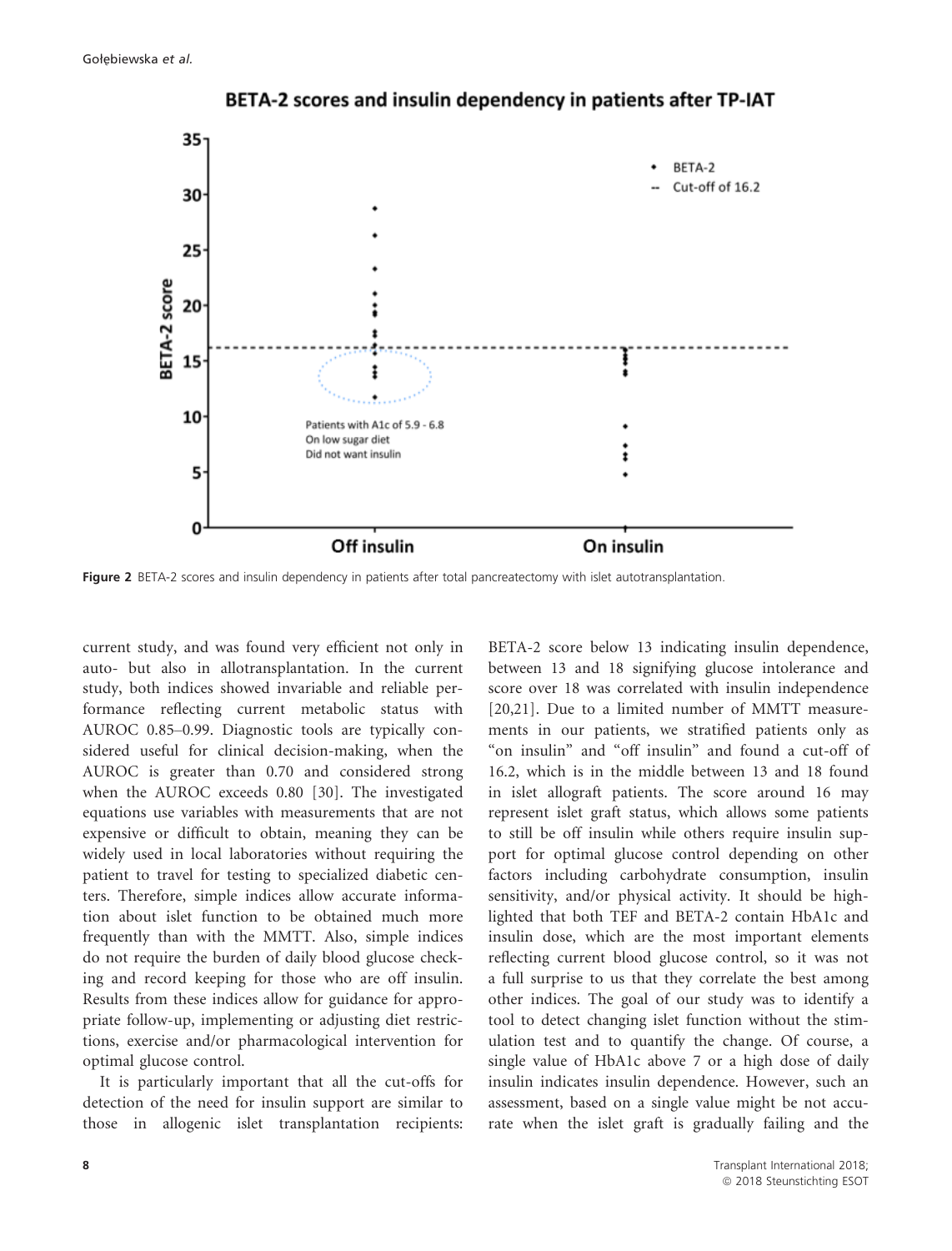BETA-2 scores and insulin dependency in patients after TP-IAT

35
30
25
20
15
10
5
0

BETA-2 score

BETA-2
Cut-off of 16.2

Patients with A1c of 5.9 - 6.8
On low sugar diet
Did not want insulin

Off insulin
On insulin

**Figure 2** BETA-2 scores and insulin dependency in patients after total pancreatectomy with islet autotransplantation.

current study, and was found very efficient not only in auto- but also in allotransplantation. In the current study, both indices showed invariable and reliable performance reflecting current metabolic status with AUROC 0.85–0.99. Diagnostic tools are typically considered useful for clinical decision-making, when the AUROC is greater than 0.70 and considered strong when the AUROC exceeds 0.80 [30]. The investigated equations use variables with measurements that are not expensive or difficult to obtain, meaning they can be widely used in local laboratories without requiring the patient to travel for testing to specialized diabetic centers. Therefore, simple indices allow accurate information about islet function to be obtained much more frequently than with the MMTT. Also, simple indices do not require the burden of daily blood glucose checking and record keeping for those who are off insulin. Results from these indices allow for guidance for appropriate follow-up, implementing or adjusting diet restrictions, exercise and/or pharmacological intervention for optimal glucose control.

It is particularly important that all the cut-offs for detection of the need for insulin support are similar to those in allogenic islet transplantation recipients: BETA-2 score below 13 indicating insulin dependence, between 13 and 18 signifying glucose intolerance and score over 18 was correlated with insulin independence [20,21]. Due to a limited number of MMTT measurements in our patients, we stratified patients only as "on insulin" and "off insulin" and found a cut-off of 16.2, which is in the middle between 13 and 18 found in islet allograft patients. The score around 16 may represent islet graft status, which allows some patients to still be off insulin while others require insulin support for optimal glucose control depending on other factors including carbohydrate consumption, insulin sensitivity, and/or physical activity. It should be highlighted that both TEF and BETA-2 contain HbA1c and insulin dose, which are the most important elements reflecting current blood glucose control, so it was not a full surprise to us that they correlate the best among other indices. The goal of our study was to identify a tool to detect changing islet function without the stimulation test and to quantify the change. Of course, a single value of HbA1c above 7 or a high dose of daily insulin indicates insulin dependence. However, such an assessment, based on a single value might be not accurate when the islet graft is gradually failing and the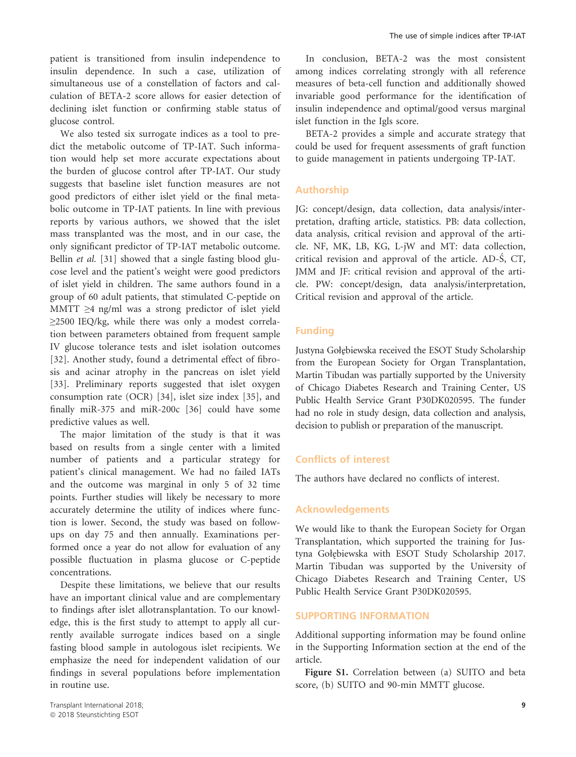patient is transitioned from insulin independence to insulin dependence. In such a case, utilization of simultaneous use of a constellation of factors and calculation of BETA-2 score allows for easier detection of declining islet function or confirming stable status of glucose control.

We also tested six surrogate indices as a tool to predict the metabolic outcome of TP-IAT. Such information would help set more accurate expectations about the burden of glucose control after TP-IAT. Our study suggests that baseline islet function measures are not good predictors of either islet yield or the final metabolic outcome in TP-IAT patients. In line with previous reports by various authors, we showed that the islet mass transplanted was the most, and in our case, the only significant predictor of TP-IAT metabolic outcome. Bellin *et al.* [31] showed that a single fasting blood glucose level and the patient's weight were good predictors of islet yield in children. The same authors found in a group of 60 adult patients, that stimulated C-peptide on MMTT ≥4 ng/ml was a strong predictor of islet yield ≥2500 IEQ/kg, while there was only a modest correlation between parameters obtained from frequent sample IV glucose tolerance tests and islet isolation outcomes [32]. Another study, found a detrimental effect of fibrosis and acinar atrophy in the pancreas on islet yield [33]. Preliminary reports suggested that islet oxygen consumption rate (OCR) [34], islet size index [35], and finally miR-375 and miR-200c [36] could have some predictive values as well.

The major limitation of the study is that it was based on results from a single center with a limited number of patients and a particular strategy for patient's clinical management. We had no failed IATs and the outcome was marginal in only 5 of 32 time points. Further studies will likely be necessary to more accurately determine the utility of indices where function is lower. Second, the study was based on follow-ups on day 75 and then annually. Examinations performed once a year do not allow for evaluation of any possible fluctuation in plasma glucose or C-peptide concentrations.

Despite these limitations, we believe that our results have an important clinical value and are complementary to findings after islet allotransplantation. To our knowledge, this is the first study to attempt to apply all currently available surrogate indices based on a single fasting blood sample in autologous islet recipients. We emphasize the need for independent validation of our findings in several populations before implementation in routine use.

In conclusion, BETA-2 was the most consistent among indices correlating strongly with all reference measures of beta-cell function and additionally showed invariable good performance for the identification of insulin independence and optimal/good versus marginal islet function in the Igls score.

BETA-2 provides a simple and accurate strategy that could be used for frequent assessments of graft function to guide management in patients undergoing TP-IAT.

## Authorship

JG: concept/design, data collection, data analysis/interpretation, drafting article, statistics. PB: data collection, data analysis, critical revision and approval of the article. NF, MK, LB, KG, L-jW and MT: data collection, critical revision and approval of the article. AD-Ś, CT, JMM and JF: critical revision and approval of the article. PW: concept/design, data analysis/interpretation, Critical revision and approval of the article.

## Funding

Justyna Gołębiewska received the ESOT Study Scholarship from the European Society for Organ Transplantation, Martin Tibudan was partially supported by the University of Chicago Diabetes Research and Training Center, US Public Health Service Grant P30DK020595. The funder had no role in study design, data collection and analysis, decision to publish or preparation of the manuscript.

## Conflicts of interest

The authors have declared no conflicts of interest.

## Acknowledgements

We would like to thank the European Society for Organ Transplantation, which supported the training for Justyna Gołębiewska with ESOT Study Scholarship 2017. Martin Tibudan was supported by the University of Chicago Diabetes Research and Training Center, US Public Health Service Grant P30DK020595.

## SUPPORTING INFORMATION

Additional supporting information may be found online in the Supporting Information section at the end of the article.

**Figure S1.** Correlation between (a) SUITO and beta score, (b) SUITO and 90-min MMTT glucose.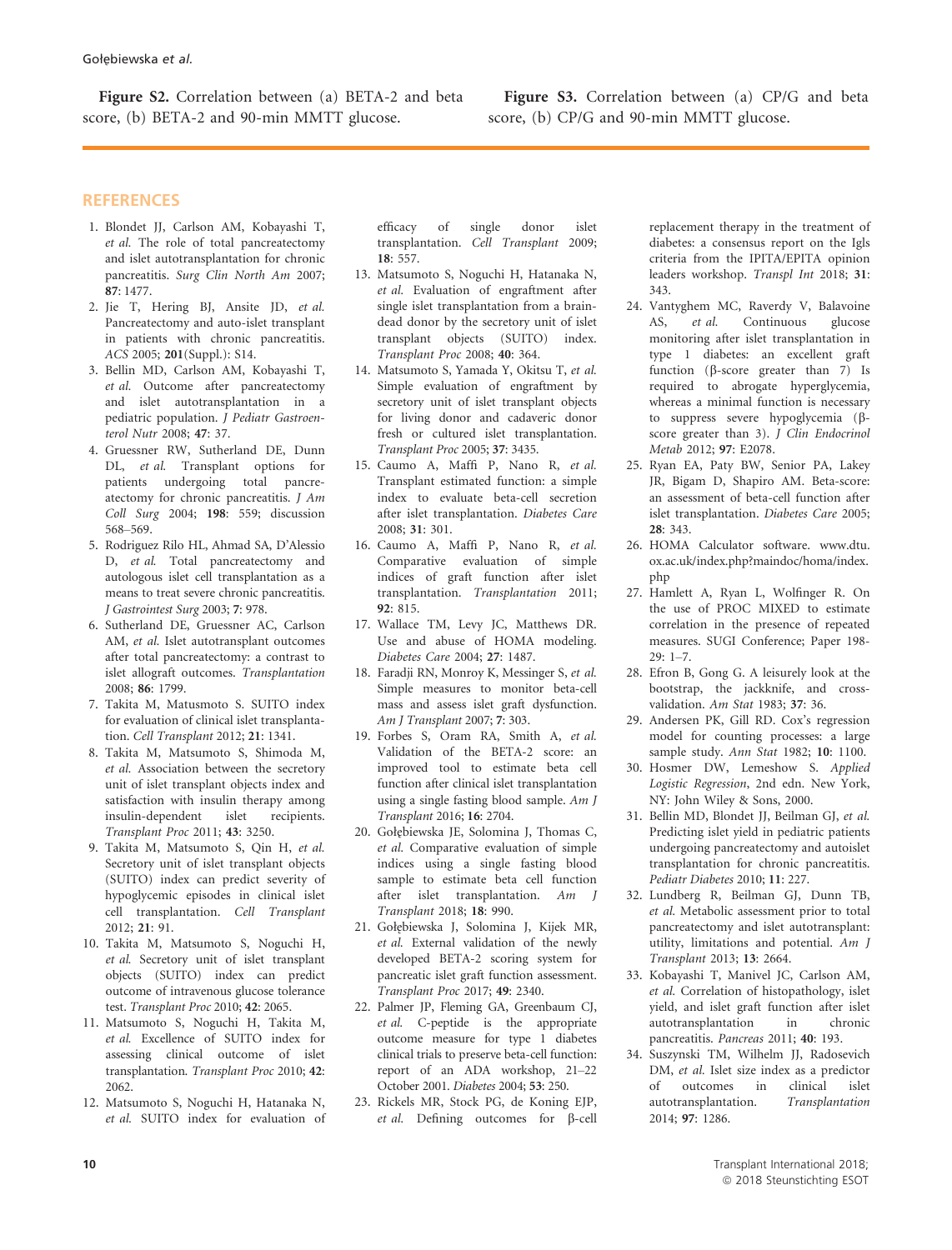**Figure S2.** Correlation between (a) BETA-2 and beta score, (b) BETA-2 and 90-min MMTT glucose.

**Figure S3.** Correlation between (a) CP/G and beta score, (b) CP/G and 90-min MMTT glucose.

## REFERENCES

1. Blondet JJ, Carlson AM, Kobayashi T, *et al.* The role of total pancreatectomy and islet autotransplantation for chronic pancreatitis. *Surg Clin North Am* 2007; **87**: 1477.
2. Jie T, Hering BJ, Ansite JD, *et al.* Pancreatectomy and auto-islet transplant in patients with chronic pancreatitis. *ACS* 2005; **201**(Suppl.): S14.
3. Bellin MD, Carlson AM, Kobayashi T, *et al.* Outcome after pancreatectomy and islet autotransplantation in a pediatric population. *J Pediatr Gastroenterol Nutr* 2008; **47**: 37.
4. Gruessner RW, Sutherland DE, Dunn DL, *et al.* Transplant options for patients undergoing total pancreatectomy for chronic pancreatitis. *J Am Coll Surg* 2004; **198**: 559; discussion 568–569.
5. Rodriguez Rilo HL, Ahmad SA, D'Alessio D, *et al.* Total pancreatectomy and autologous islet cell transplantation as a means to treat severe chronic pancreatitis. *J Gastrointest Surg* 2003; **7**: 978.
6. Sutherland DE, Gruessner AC, Carlson AM, *et al.* Islet autotransplant outcomes after total pancreatectomy: a contrast to islet allograft outcomes. *Transplantation* 2008; **86**: 1799.
7. Takita M, Matusmoto S. SUITO index for evaluation of clinical islet transplantation. *Cell Transplant* 2012; **21**: 1341.
8. Takita M, Matsumoto S, Shimoda M, *et al.* Association between the secretory unit of islet transplant objects index and satisfaction with insulin therapy among insulin-dependent islet recipients. *Transplant Proc* 2011; **43**: 3250.
9. Takita M, Matsumoto S, Qin H, *et al.* Secretory unit of islet transplant objects (SUITO) index can predict severity of hypoglycemic episodes in clinical islet cell transplantation. *Cell Transplant* 2012; **21**: 91.
10. Takita M, Matsumoto S, Noguchi H, *et al.* Secretory unit of islet transplant objects (SUITO) index can predict outcome of intravenous glucose tolerance test. *Transplant Proc* 2010; **42**: 2065.
11. Matsumoto S, Noguchi H, Takita M, *et al.* Excellence of SUITO index for assessing clinical outcome of islet transplantation. *Transplant Proc* 2010; **42**: 2062.
12. Matsumoto S, Noguchi H, Hatanaka N, *et al.* SUITO index for evaluation of efficacy of single donor islet transplantation. *Cell Transplant* 2009; **18**: 557.
13. Matsumoto S, Noguchi H, Hatanaka N, *et al.* Evaluation of engraftment after single islet transplantation from a brain-dead donor by the secretory unit of islet transplant objects (SUITO) index. *Transplant Proc* 2008; **40**: 364.
14. Matsumoto S, Yamada Y, Okitsu T, *et al.* Simple evaluation of engraftment by secretory unit of islet transplant objects for living donor and cadaveric donor fresh or cultured islet transplantation. *Transplant Proc* 2005; **37**: 3435.
15. Caumo A, Maffi P, Nano R, *et al.* Transplant estimated function: a simple index to evaluate beta-cell secretion after islet transplantation. *Diabetes Care* 2008; **31**: 301.
16. Caumo A, Maffi P, Nano R, *et al.* Comparative evaluation of simple indices of graft function after islet transplantation. *Transplantation* 2011; **92**: 815.
17. Wallace TM, Levy JC, Matthews DR. Use and abuse of HOMA modeling. *Diabetes Care* 2004; **27**: 1487.
18. Faradji RN, Monroy K, Messinger S, *et al.* Simple measures to monitor beta-cell mass and assess islet graft dysfunction. *Am J Transplant* 2007; **7**: 303.
19. Forbes S, Oram RA, Smith A, *et al.* Validation of the BETA-2 score: an improved tool to estimate beta cell function after clinical islet transplantation using a single fasting blood sample. *Am J Transplant* 2016; **16**: 2704.
20. Gołębiewska JE, Solomina J, Thomas C, *et al.* Comparative evaluation of simple indices using a single fasting blood sample to estimate beta cell function after islet transplantation. *Am J Transplant* 2018; **18**: 990.
21. Gołębiewska J, Solomina J, Kijek MR, *et al.* External validation of the newly developed BETA-2 scoring system for pancreatic islet graft function assessment. *Transplant Proc* 2017; **49**: 2340.
22. Palmer JP, Fleming GA, Greenbaum CJ, *et al.* C-peptide is the appropriate outcome measure for type 1 diabetes clinical trials to preserve beta-cell function: report of an ADA workshop, 21–22 October 2001. *Diabetes* 2004; **53**: 250.
23. Rickels MR, Stock PG, de Koning EJP, *et al.* Defining outcomes for β-cell replacement therapy in the treatment of diabetes: a consensus report on the Igls criteria from the IPITA/EPITA opinion leaders workshop. *Transpl Int* 2018; **31**: 343.
24. Vantyghem MC, Raverdy V, Balavoine AS, *et al.* Continuous glucose monitoring after islet transplantation in type 1 diabetes: an excellent graft function (β-score greater than 7) Is required to abrogate hyperglycemia, whereas a minimal function is necessary to suppress severe hypoglycemia (β-score greater than 3). *J Clin Endocrinol Metab* 2012; **97**: E2078.
25. Ryan EA, Paty BW, Senior PA, Lakey JR, Bigam D, Shapiro AM. Beta-score: an assessment of beta-cell function after islet transplantation. *Diabetes Care* 2005; **28**: 343.
26. HOMA Calculator software. www.dtu.ox.ac.uk/index.php?maindoc/homa/index.php
27. Hamlett A, Ryan L, Wolfinger R. On the use of PROC MIXED to estimate correlation in the presence of repeated measures. SUGI Conference; Paper 198-29: 1–7.
28. Efron B, Gong G. A leisurely look at the bootstrap, the jackknife, and cross-validation. *Am Stat* 1983; **37**: 36.
29. Andersen PK, Gill RD. Cox's regression model for counting processes: a large sample study. *Ann Stat* 1982; **10**: 1100.
30. Hosmer DW, Lemeshow S. *Applied Logistic Regression*, 2nd edn. New York, NY: John Wiley & Sons, 2000.
31. Bellin MD, Blondet JJ, Beilman GJ, *et al.* Predicting islet yield in pediatric patients undergoing pancreatectomy and autoislet transplantation for chronic pancreatitis. *Pediatr Diabetes* 2010; **11**: 227.
32. Lundberg R, Beilman GJ, Dunn TB, *et al.* Metabolic assessment prior to total pancreatectomy and islet autotransplant: utility, limitations and potential. *Am J Transplant* 2013; **13**: 2664.
33. Kobayashi T, Manivel JC, Carlson AM, *et al.* Correlation of histopathology, islet yield, and islet graft function after islet autotransplantation in chronic pancreatitis. *Pancreas* 2011; **40**: 193.
34. Suszynski TM, Wilhelm JJ, Radosevich DM, *et al.* Islet size index as a predictor of outcomes in clinical islet autotransplantation. *Transplantation* 2014; **97**: 1286.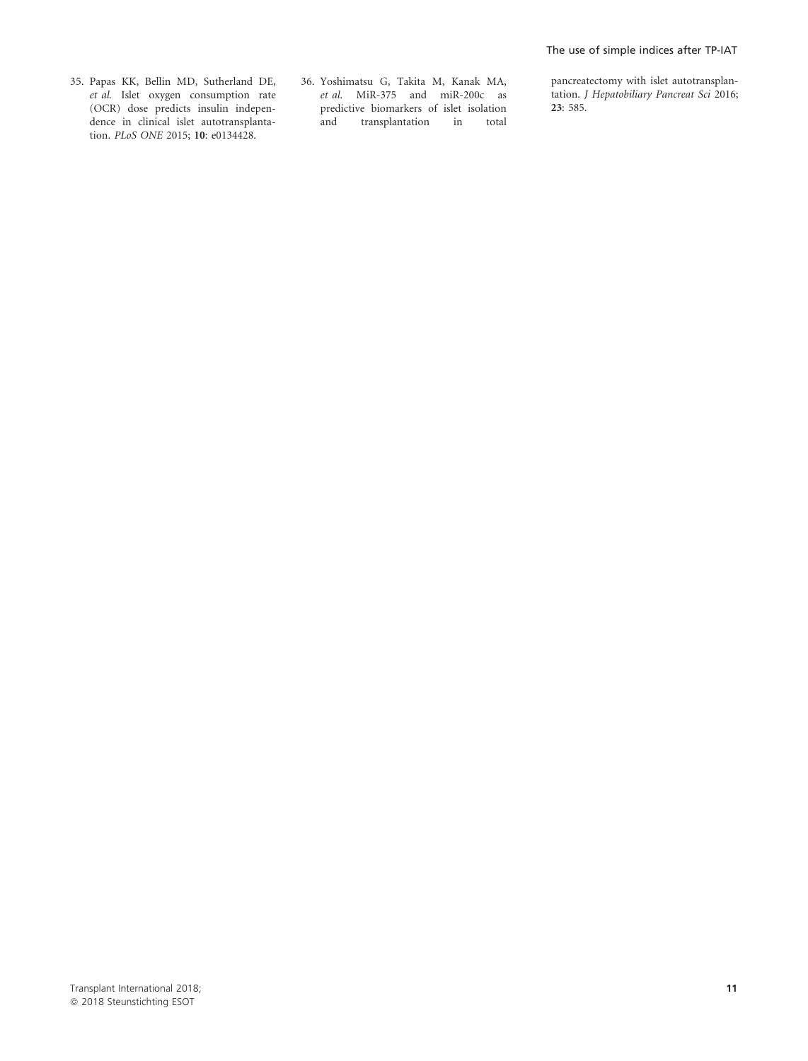35. Papas KK, Bellin MD, Sutherland DE, *et al.* Islet oxygen consumption rate (OCR) dose predicts insulin independence in clinical islet autotransplantation. *PLoS ONE* 2015; **10**: e0134428.

36. Yoshimatsu G, Takita M, Kanak MA, *et al.* MiR-375 and miR-200c as predictive biomarkers of islet isolation and transplantation in total pancreatectomy with islet autotransplantation. *J Hepatobiliary Pancreat Sci* 2016; **23**: 585.